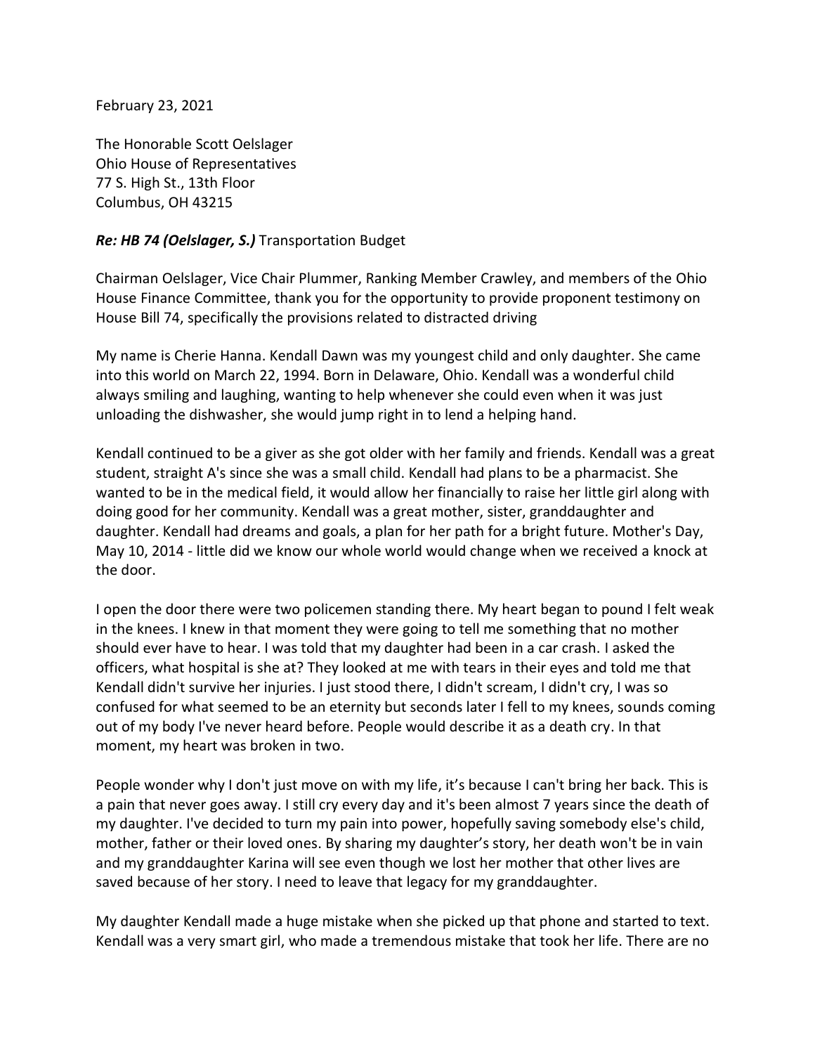February 23, 2021

The Honorable Scott Oelslager
Ohio House of Representatives
77 S. High St., 13th Floor
Columbus, OH 43215

***Re: HB 74 (Oelslager, S.)*** Transportation Budget

Chairman Oelslager, Vice Chair Plummer, Ranking Member Crawley, and members of the Ohio House Finance Committee, thank you for the opportunity to provide proponent testimony on House Bill 74, specifically the provisions related to distracted driving

My name is Cherie Hanna. Kendall Dawn was my youngest child and only daughter. She came into this world on March 22, 1994. Born in Delaware, Ohio. Kendall was a wonderful child always smiling and laughing, wanting to help whenever she could even when it was just unloading the dishwasher, she would jump right in to lend a helping hand.

Kendall continued to be a giver as she got older with her family and friends. Kendall was a great student, straight A's since she was a small child. Kendall had plans to be a pharmacist. She wanted to be in the medical field, it would allow her financially to raise her little girl along with doing good for her community. Kendall was a great mother, sister, granddaughter and daughter. Kendall had dreams and goals, a plan for her path for a bright future. Mother's Day, May 10, 2014 - little did we know our whole world would change when we received a knock at the door.

I open the door there were two policemen standing there. My heart began to pound I felt weak in the knees. I knew in that moment they were going to tell me something that no mother should ever have to hear. I was told that my daughter had been in a car crash. I asked the officers, what hospital is she at? They looked at me with tears in their eyes and told me that Kendall didn't survive her injuries. I just stood there, I didn't scream, I didn't cry, I was so confused for what seemed to be an eternity but seconds later I fell to my knees, sounds coming out of my body I've never heard before. People would describe it as a death cry. In that moment, my heart was broken in two.

People wonder why I don't just move on with my life, it’s because I can't bring her back. This is a pain that never goes away. I still cry every day and it's been almost 7 years since the death of my daughter. I've decided to turn my pain into power, hopefully saving somebody else's child, mother, father or their loved ones. By sharing my daughter’s story, her death won't be in vain and my granddaughter Karina will see even though we lost her mother that other lives are saved because of her story. I need to leave that legacy for my granddaughter.

My daughter Kendall made a huge mistake when she picked up that phone and started to text. Kendall was a very smart girl, who made a tremendous mistake that took her life. There are no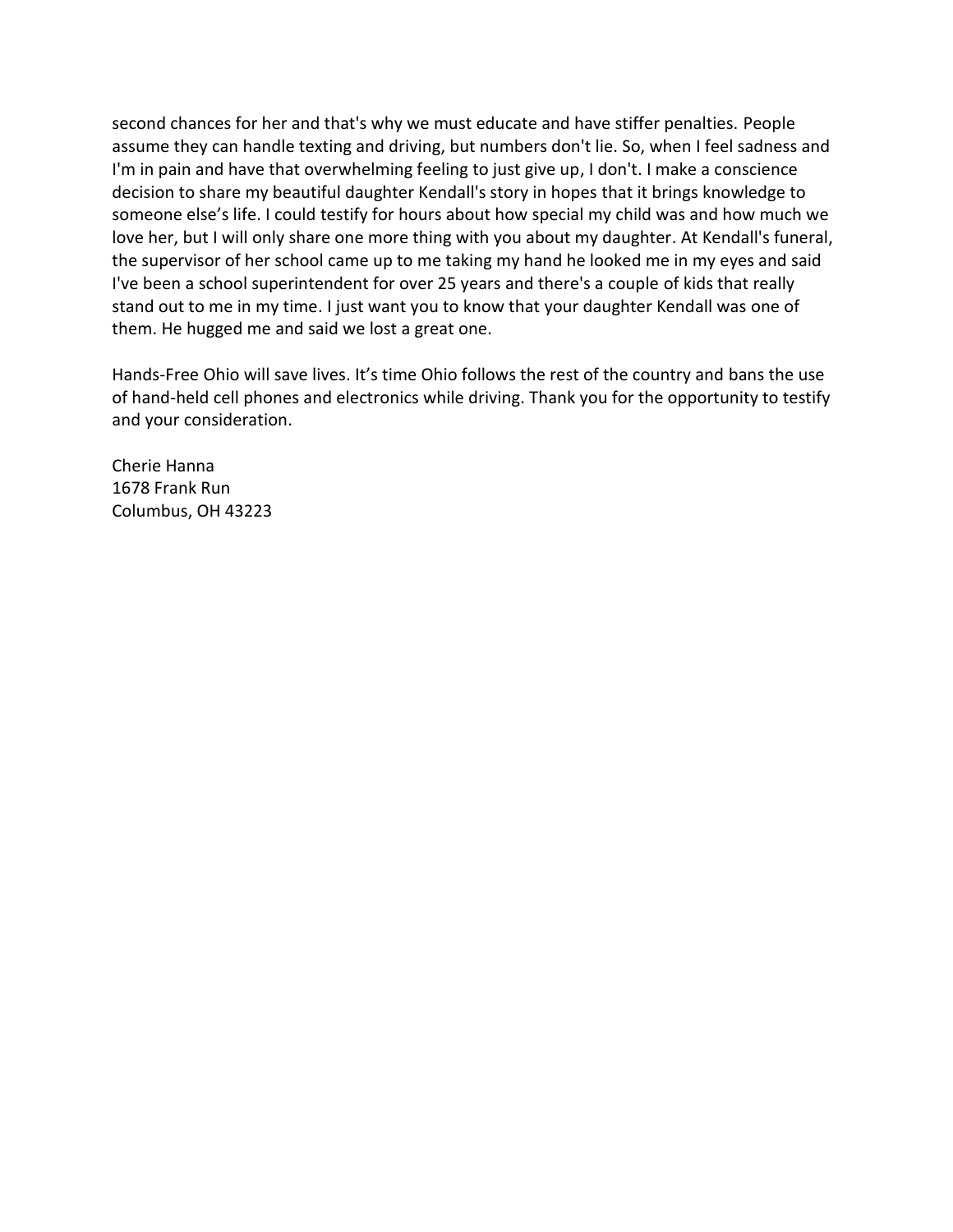second chances for her and that's why we must educate and have stiffer penalties. People assume they can handle texting and driving, but numbers don't lie. So, when I feel sadness and I'm in pain and have that overwhelming feeling to just give up, I don't. I make a conscience decision to share my beautiful daughter Kendall's story in hopes that it brings knowledge to someone else's life. I could testify for hours about how special my child was and how much we love her, but I will only share one more thing with you about my daughter. At Kendall's funeral, the supervisor of her school came up to me taking my hand he looked me in my eyes and said I've been a school superintendent for over 25 years and there's a couple of kids that really stand out to me in my time. I just want you to know that your daughter Kendall was one of them. He hugged me and said we lost a great one.

Hands-Free Ohio will save lives. It's time Ohio follows the rest of the country and bans the use of hand-held cell phones and electronics while driving. Thank you for the opportunity to testify and your consideration.

Cherie Hanna
1678 Frank Run
Columbus, OH 43223